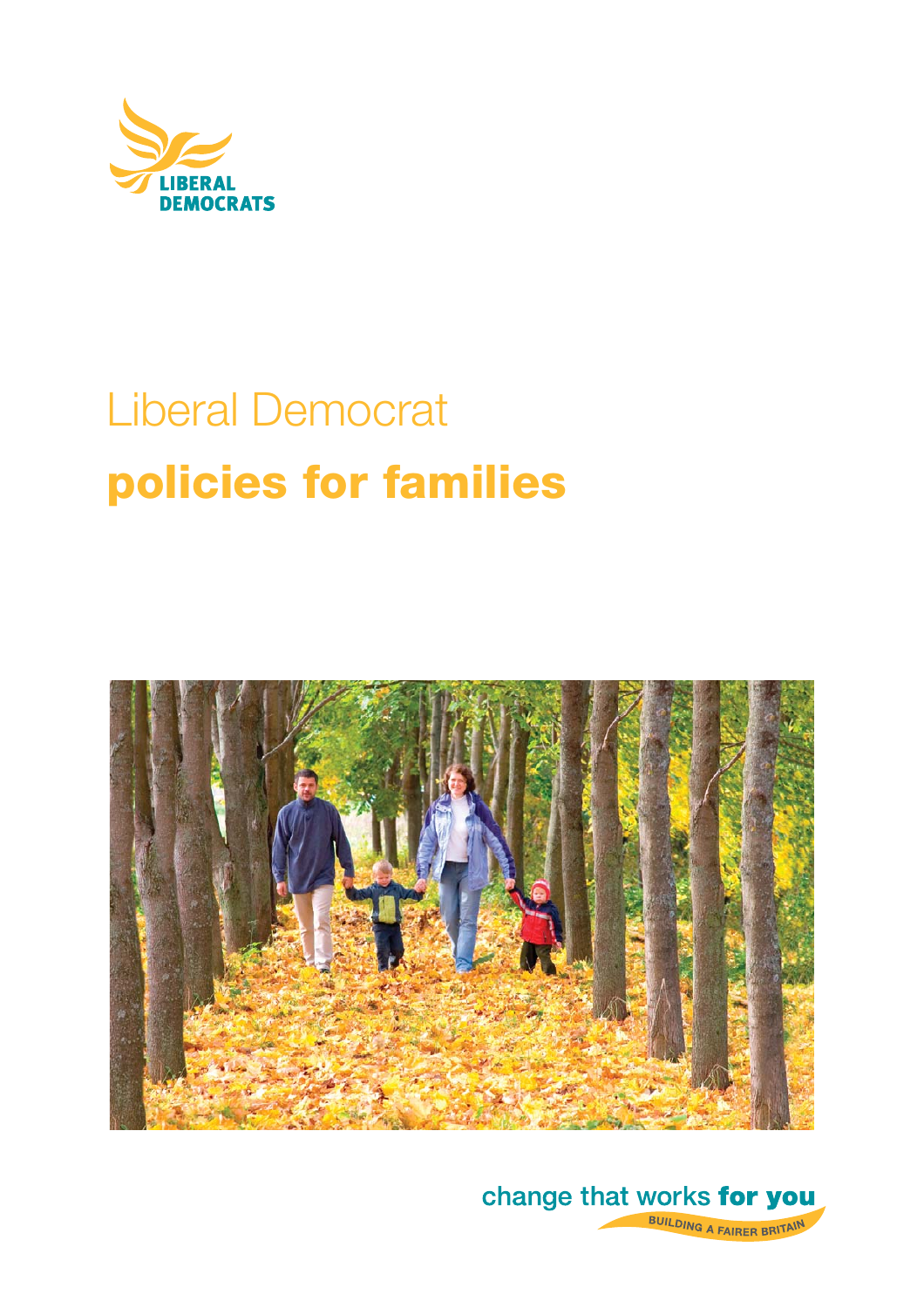LIBERAL DEMOCRATS

# Liberal Democrat **policies for families**

change that works **for you**

BUILDING A FAIRER BRITAIN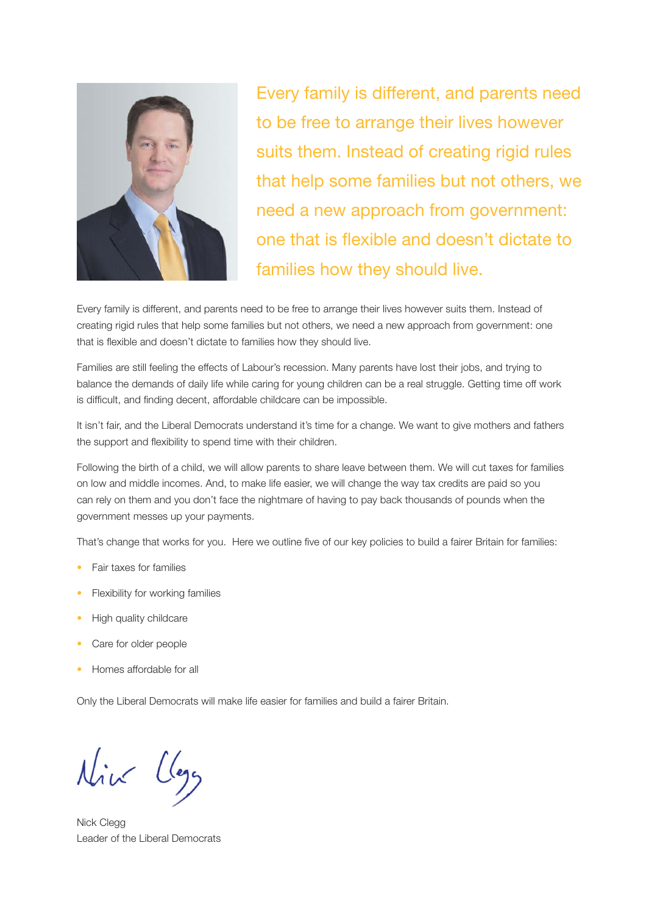Every family is different, and parents need to be free to arrange their lives however suits them. Instead of creating rigid rules that help some families but not others, we need a new approach from government: one that is flexible and doesn't dictate to families how they should live.

Every family is different, and parents need to be free to arrange their lives however suits them. Instead of creating rigid rules that help some families but not others, we need a new approach from government: one that is flexible and doesn't dictate to families how they should live.

Families are still feeling the effects of Labour's recession. Many parents have lost their jobs, and trying to balance the demands of daily life while caring for young children can be a real struggle. Getting time off work is difficult, and finding decent, affordable childcare can be impossible.

It isn't fair, and the Liberal Democrats understand it's time for a change. We want to give mothers and fathers the support and flexibility to spend time with their children.

Following the birth of a child, we will allow parents to share leave between them. We will cut taxes for families on low and middle incomes. And, to make life easier, we will change the way tax credits are paid so you can rely on them and you don't face the nightmare of having to pay back thousands of pounds when the government messes up your payments.

That's change that works for you. Here we outline five of our key policies to build a fairer Britain for families:

- Fair taxes for families
- Flexibility for working families
- High quality childcare
- Care for older people
- Homes affordable for all

Only the Liberal Democrats will make life easier for families and build a fairer Britain.

Nick Clegg

Nick Clegg
Leader of the Liberal Democrats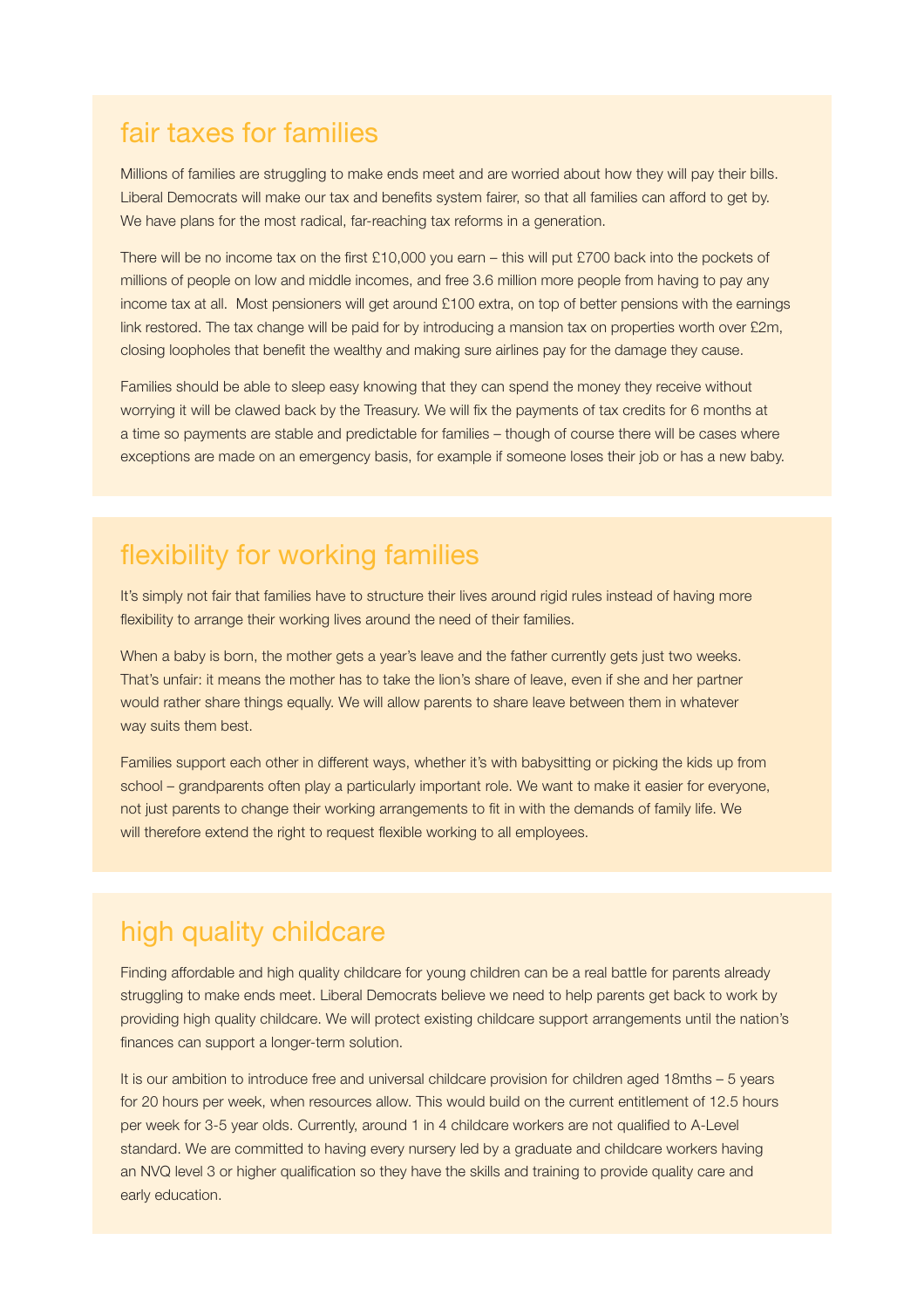## fair taxes for families

Millions of families are struggling to make ends meet and are worried about how they will pay their bills. Liberal Democrats will make our tax and benefits system fairer, so that all families can afford to get by. We have plans for the most radical, far-reaching tax reforms in a generation.

There will be no income tax on the first £10,000 you earn – this will put £700 back into the pockets of millions of people on low and middle incomes, and free 3.6 million more people from having to pay any income tax at all. Most pensioners will get around £100 extra, on top of better pensions with the earnings link restored. The tax change will be paid for by introducing a mansion tax on properties worth over £2m, closing loopholes that benefit the wealthy and making sure airlines pay for the damage they cause.

Families should be able to sleep easy knowing that they can spend the money they receive without worrying it will be clawed back by the Treasury. We will fix the payments of tax credits for 6 months at a time so payments are stable and predictable for families – though of course there will be cases where exceptions are made on an emergency basis, for example if someone loses their job or has a new baby.

## flexibility for working families

It's simply not fair that families have to structure their lives around rigid rules instead of having more flexibility to arrange their working lives around the need of their families.

When a baby is born, the mother gets a year's leave and the father currently gets just two weeks. That's unfair: it means the mother has to take the lion's share of leave, even if she and her partner would rather share things equally. We will allow parents to share leave between them in whatever way suits them best.

Families support each other in different ways, whether it's with babysitting or picking the kids up from school – grandparents often play a particularly important role. We want to make it easier for everyone, not just parents to change their working arrangements to fit in with the demands of family life. We will therefore extend the right to request flexible working to all employees.

## high quality childcare

Finding affordable and high quality childcare for young children can be a real battle for parents already struggling to make ends meet. Liberal Democrats believe we need to help parents get back to work by providing high quality childcare. We will protect existing childcare support arrangements until the nation's finances can support a longer-term solution.

It is our ambition to introduce free and universal childcare provision for children aged 18mths – 5 years for 20 hours per week, when resources allow. This would build on the current entitlement of 12.5 hours per week for 3-5 year olds. Currently, around 1 in 4 childcare workers are not qualified to A-Level standard. We are committed to having every nursery led by a graduate and childcare workers having an NVQ level 3 or higher qualification so they have the skills and training to provide quality care and early education.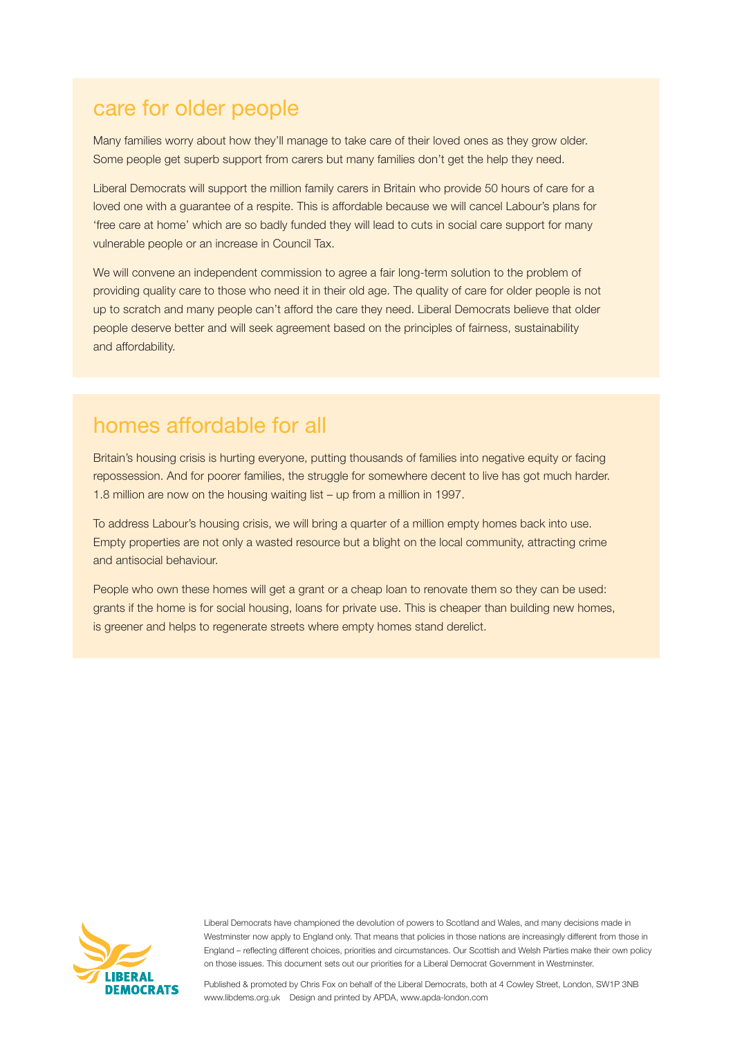## care for older people

Many families worry about how they'll manage to take care of their loved ones as they grow older. Some people get superb support from carers but many families don't get the help they need.

Liberal Democrats will support the million family carers in Britain who provide 50 hours of care for a loved one with a guarantee of a respite. This is affordable because we will cancel Labour's plans for 'free care at home' which are so badly funded they will lead to cuts in social care support for many vulnerable people or an increase in Council Tax.

We will convene an independent commission to agree a fair long-term solution to the problem of providing quality care to those who need it in their old age. The quality of care for older people is not up to scratch and many people can't afford the care they need. Liberal Democrats believe that older people deserve better and will seek agreement based on the principles of fairness, sustainability and affordability.

## homes affordable for all

Britain's housing crisis is hurting everyone, putting thousands of families into negative equity or facing repossession. And for poorer families, the struggle for somewhere decent to live has got much harder. 1.8 million are now on the housing waiting list – up from a million in 1997.

To address Labour's housing crisis, we will bring a quarter of a million empty homes back into use. Empty properties are not only a wasted resource but a blight on the local community, attracting crime and antisocial behaviour.

People who own these homes will get a grant or a cheap loan to renovate them so they can be used: grants if the home is for social housing, loans for private use. This is cheaper than building new homes, is greener and helps to regenerate streets where empty homes stand derelict.

LIBERAL DEMOCRATS

Liberal Democrats have championed the devolution of powers to Scotland and Wales, and many decisions made in Westminster now apply to England only. That means that policies in those nations are increasingly different from those in England – reflecting different choices, priorities and circumstances. Our Scottish and Welsh Parties make their own policy on those issues. This document sets out our priorities for a Liberal Democrat Government in Westminster.

Published & promoted by Chris Fox on behalf of the Liberal Democrats, both at 4 Cowley Street, London, SW1P 3NB
www.libdems.org.uk Design and printed by APDA, www.apda-london.com